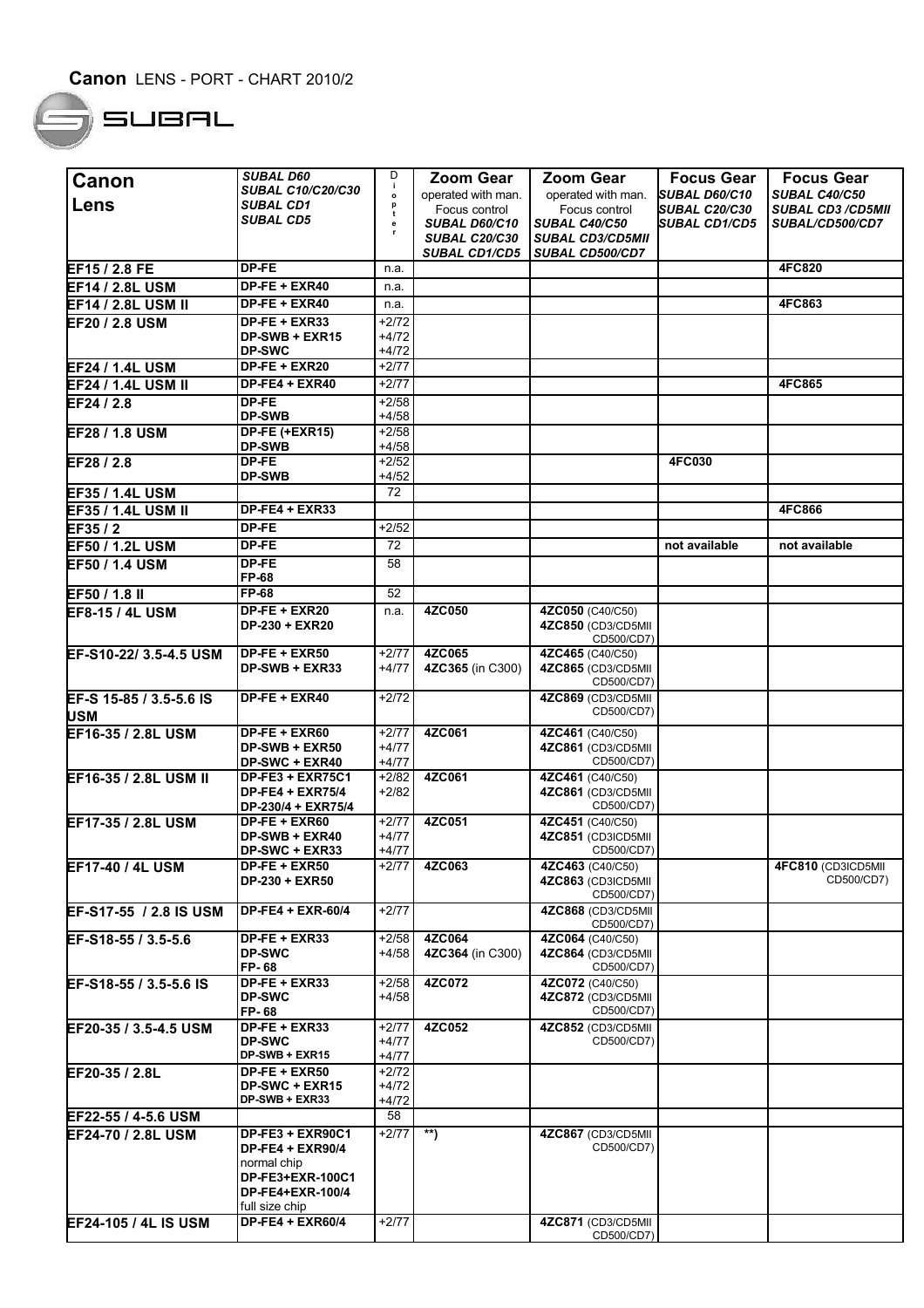**Canon** LENS - PORT - CHART 2010/2

SUBAL

| Canon Lens | SUBAL D60 SUBAL C10/C20/C30 SUBAL CD1 SUBAL CD5 | Diopter | Zoom Gear operated with man. Focus control SUBAL D60/C10 SUBAL C20/C30 SUBAL CD1/CD5 | Zoom Gear operated with man. Focus control SUBAL C40/C50 SUBAL CD3/CD5MII SUBAL CD500/CD7 | Focus Gear SUBAL D60/C10 SUBAL C20/C30 SUBAL CD1/CD5 | Focus Gear SUBAL C40/C50 SUBAL CD3 /CD5MII SUBAL/CD500/CD7 |
|---|---|---|---|---|---|---|
| **EF15 / 2.8 FE** | **DP-FE** | n.a. | | | | **4FC820** |
| **EF14 / 2.8L USM** | **DP-FE + EXR40** | n.a. | | | | |
| **EF14 / 2.8L USM II** | **DP-FE + EXR40** | n.a. | | | | **4FC863** |
| **EF20 / 2.8 USM** | **DP-FE + EXR33** **DP-SWB + EXR15** **DP-SWC** | +2/72 +4/72 +4/72 | | | | |
| **EF24 / 1.4L USM** | **DP-FE + EXR20** | +2/77 | | | | |
| **EF24 / 1.4L USM II** | **DP-FE4 + EXR40** | +2/77 | | | | **4FC865** |
| **EF24 / 2.8** | **DP-FE** **DP-SWB** | +2/58 +4/58 | | | | |
| **EF28 / 1.8 USM** | **DP-FE (+EXR15)** **DP-SWB** | +2/58 +4/58 | | | | |
| **EF28 / 2.8** | **DP-FE** **DP-SWB** | +2/52 +4/52 | | | **4FC030** | |
| **EF35 / 1.4L USM** | | 72 | | | | |
| **EF35 / 1.4L USM II** | **DP-FE4 + EXR33** | | | | | **4FC866** |
| **EF35 / 2** | **DP-FE** | +2/52 | | | | |
| **EF50 / 1.2L USM** | **DP-FE** | 72 | | | **not available** | **not available** |
| **EF50 / 1.4 USM** | **DP-FE** **FP-68** | 58 | | | | |
| **EF50 / 1.8 II** | **FP-68** | 52 | | | | |
| **EF8-15 / 4L USM** | **DP-FE + EXR20** **DP-230 + EXR20** | n.a. | **4ZC050** | **4ZC050** (C40/C50) **4ZC850** (CD3/CD5MII CD500/CD7) | | |
| **EF-S10-22/ 3.5-4.5 USM** | **DP-FE + EXR50** **DP-SWB + EXR33** | +2/77 +4/77 | **4ZC065** **4ZC365** (in C300) | **4ZC465** (C40/C50) **4ZC865** (CD3/CD5MII CD500/CD7) | | |
| **EF-S 15-85 / 3.5-5.6 IS USM** | **DP-FE + EXR40** | +2/72 | | **4ZC869** (CD3/CD5MII CD500/CD7) | | |
| **EF16-35 / 2.8L USM** | **DP-FE + EXR60** **DP-SWB + EXR50** **DP-SWC + EXR40** | +2/77 +4/77 +4/77 | **4ZC061** | **4ZC461** (C40/C50) **4ZC861** (CD3/CD5MII CD500/CD7) | | |
| **EF16-35 / 2.8L USM II** | **DP-FE3 + EXR75C1** **DP-FE4 + EXR75/4** **DP-230/4 + EXR75/4** | +2/82 +2/82 | **4ZC061** | **4ZC461** (C40/C50) **4ZC861** (CD3/CD5MII CD500/CD7) | | |
| **EF17-35 / 2.8L USM** | **DP-FE + EXR60** **DP-SWB + EXR40** **DP-SWC + EXR33** | +2/77 +4/77 +4/77 | **4ZC051** | **4ZC451** (C40/C50) **4ZC851** (CD3ICD5MII CD500/CD7) | | |
| **EF17-40 / 4L USM** | **DP-FE + EXR50** **DP-230 + EXR50** | +2/77 | **4ZC063** | **4ZC463** (C40/C50) **4ZC863** (CD3ICD5MII CD500/CD7) | | **4FC810** (CD3ICD5MII CD500/CD7) |
| **EF-S17-55 / 2.8 IS USM** | **DP-FE4 + EXR-60/4** | +2/77 | | **4ZC868** (CD3/CD5MII CD500/CD7) | | |
| **EF-S18-55 / 3.5-5.6** | **DP-FE + EXR33** **DP-SWC** **FP- 68** | +2/58 +4/58 | **4ZC064** **4ZC364** (in C300) | **4ZC064** (C40/C50) **4ZC864** (CD3/CD5MII CD500/CD7) | | |
| **EF-S18-55 / 3.5-5.6 IS** | **DP-FE + EXR33** **DP-SWC** **FP- 68** | +2/58 +4/58 | **4ZC072** | **4ZC072** (C40/C50) **4ZC872** (CD3/CD5MII CD500/CD7) | | |
| **EF20-35 / 3.5-4.5 USM** | **DP-FE + EXR33** **DP-SWC** **DP-SWB + EXR15** | +2/77 +4/77 +4/77 | **4ZC052** | **4ZC852** (CD3/CD5MII CD500/CD7) | | |
| **EF20-35 / 2.8L** | **DP-FE + EXR50** **DP-SWC + EXR15** **DP-SWB + EXR33** | +2/72 +4/72 +4/72 | | | | |
| **EF22-55 / 4-5.6 USM** | | 58 | | | | |
| **EF24-70 / 2.8L USM** | **DP-FE3 + EXR90C1** **DP-FE4 + EXR90/4** normal chip **DP-FE3+EXR-100C1** **DP-FE4+EXR-100/4** full size chip | +2/77 | **\*\*)** | **4ZC867** (CD3/CD5MII CD500/CD7) | | |
| **EF24-105 / 4L IS USM** | **DP-FE4 + EXR60/4** | +2/77 | | **4ZC871** (CD3/CD5MII CD500/CD7) | | |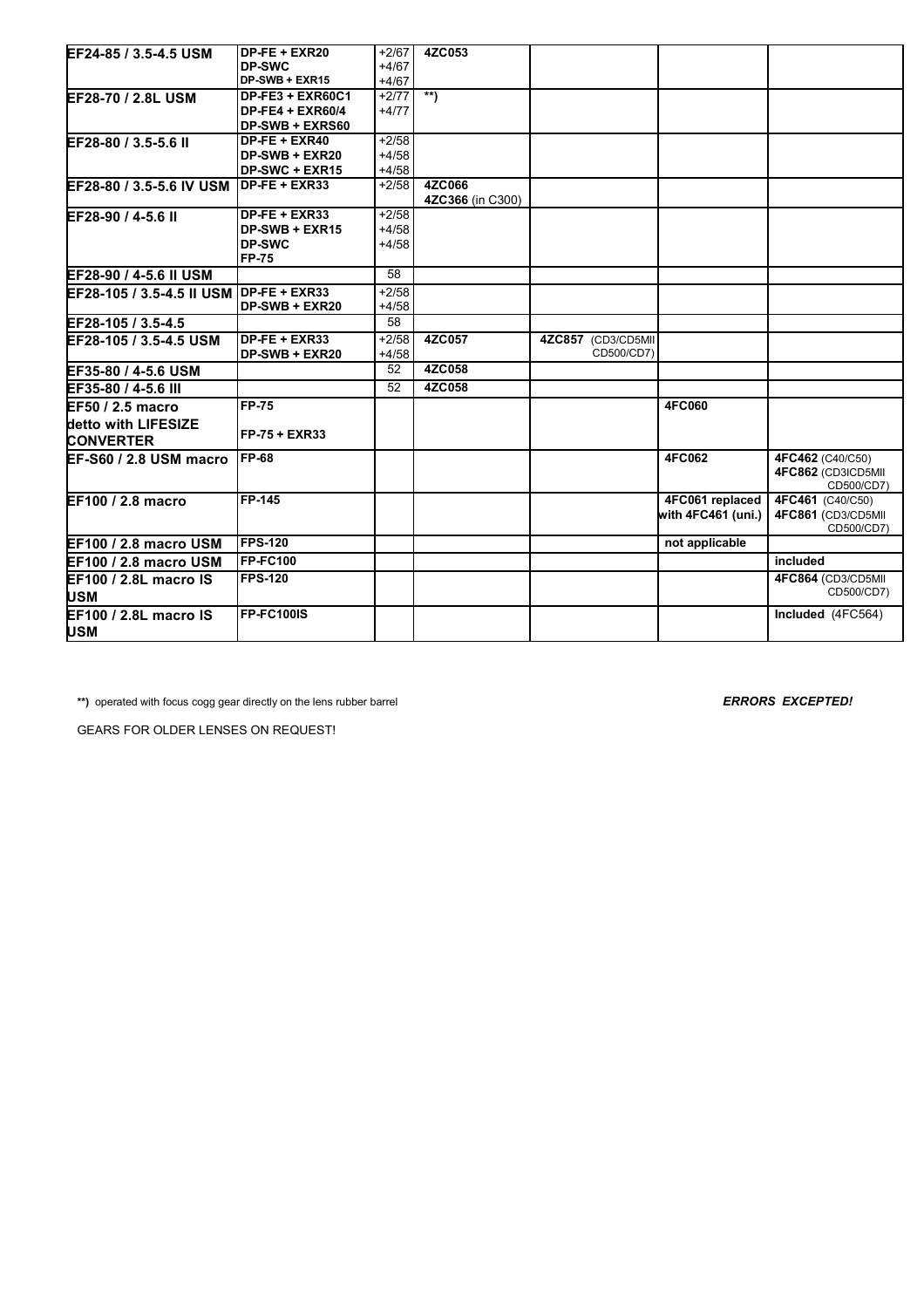| | | | | | | |
|---|---|---|---|---|---|---|
| **EF24-85 / 3.5-4.5 USM** | **DP-FE + EXR20**<br>**DP-SWC**<br>**DP-SWB + EXR15** | +2/67<br>+4/67<br>+4/67 | **4ZC053** | | | |
| **EF28-70 / 2.8L USM** | **DP-FE3 + EXR60C1**<br>**DP-FE4 + EXR60/4**<br>**DP-SWB + EXRS60** | +2/77<br>+4/77 | **\*\*)** | | | |
| **EF28-80 / 3.5-5.6 II** | **DP-FE + EXR40**<br>**DP-SWB + EXR20**<br>**DP-SWC + EXR15** | +2/58<br>+4/58<br>+4/58 | | | | |
| **EF28-80 / 3.5-5.6 IV USM** | **DP-FE + EXR33** | +2/58 | **4ZC066**<br>**4ZC366** (in C300) | | | |
| **EF28-90 / 4-5.6 II** | **DP-FE + EXR33**<br>**DP-SWB + EXR15**<br>**DP-SWC**<br>**FP-75** | +2/58<br>+4/58<br>+4/58 | | | | |
| **EF28-90 / 4-5.6 II USM** | | 58 | | | | |
| **EF28-105 / 3.5-4.5 II USM** | **DP-FE + EXR33**<br>**DP-SWB + EXR20** | +2/58<br>+4/58 | | | | |
| **EF28-105 / 3.5-4.5** | | 58 | | | | |
| **EF28-105 / 3.5-4.5 USM** | **DP-FE + EXR33**<br>**DP-SWB + EXR20** | +2/58<br>+4/58 | **4ZC057** | **4ZC857** (CD3/CD5MII CD500/CD7) | | |
| **EF35-80 / 4-5.6 USM** | | 52 | **4ZC058** | | | |
| **EF35-80 / 4-5.6 III** | | 52 | **4ZC058** | | | |
| **EF50 / 2.5 macro**<br>**detto with LIFESIZE CONVERTER** | **FP-75**<br>**FP-75 + EXR33** | | | | **4FC060** | |
| **EF-S60 / 2.8 USM macro** | **FP-68** | | | | **4FC062** | **4FC462** (C40/C50)<br>**4FC862** (CD3ICD5MII CD500/CD7) |
| **EF100 / 2.8 macro** | **FP-145** | | | | **4FC061 replaced with 4FC461 (uni.)** | **4FC461** (C40/C50)<br>**4FC861** (CD3/CD5MII CD500/CD7) |
| **EF100 / 2.8 macro USM** | **FPS-120** | | | | **not applicable** | |
| **EF100 / 2.8 macro USM** | **FP-FC100** | | | | | **included** |
| **EF100 / 2.8L macro IS USM** | **FPS-120** | | | | | **4FC864** (CD3/CD5MII CD500/CD7) |
| **EF100 / 2.8L macro IS USM** | **FP-FC100IS** | | | | | **Included** (4FC564) |

**\*\*)** operated with focus cogg gear directly on the lens rubber barrel

***ERRORS EXCEPTED!***

GEARS FOR OLDER LENSES ON REQUEST!